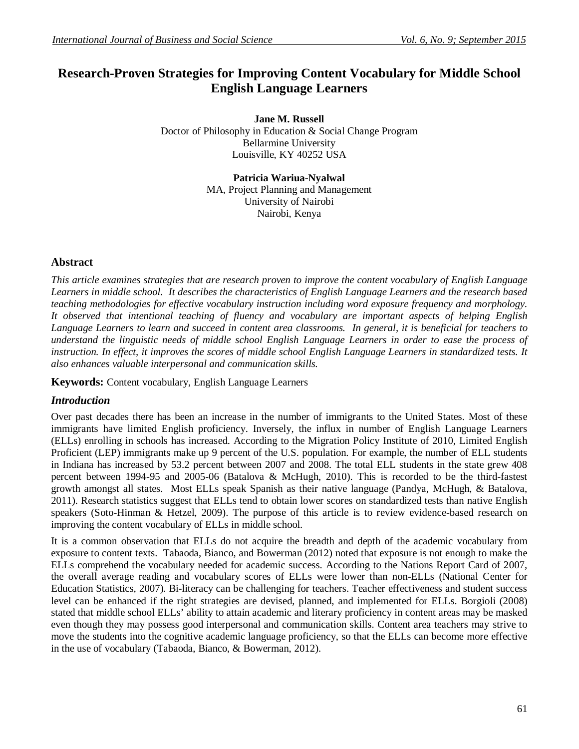# Research-Proven Strategies for Improving Content Vocabulary for Middle School English Language Learners

**Jane M. Russell**
Doctor of Philosophy in Education & Social Change Program
Bellarmine University
Louisville, KY 40252 USA

**Patricia Wariua-Nyalwal**
MA, Project Planning and Management
University of Nairobi
Nairobi, Kenya

## Abstract

*This article examines strategies that are research proven to improve the content vocabulary of English Language Learners in middle school. It describes the characteristics of English Language Learners and the research based teaching methodologies for effective vocabulary instruction including word exposure frequency and morphology. It observed that intentional teaching of fluency and vocabulary are important aspects of helping English Language Learners to learn and succeed in content area classrooms. In general, it is beneficial for teachers to understand the linguistic needs of middle school English Language Learners in order to ease the process of instruction. In effect, it improves the scores of middle school English Language Learners in standardized tests. It also enhances valuable interpersonal and communication skills.*

**Keywords:** Content vocabulary, English Language Learners

## *Introduction*

Over past decades there has been an increase in the number of immigrants to the United States. Most of these immigrants have limited English proficiency. Inversely, the influx in number of English Language Learners (ELLs) enrolling in schools has increased. According to the Migration Policy Institute of 2010, Limited English Proficient (LEP) immigrants make up 9 percent of the U.S. population. For example, the number of ELL students in Indiana has increased by 53.2 percent between 2007 and 2008. The total ELL students in the state grew 408 percent between 1994-95 and 2005-06 (Batalova & McHugh, 2010). This is recorded to be the third-fastest growth amongst all states. Most ELLs speak Spanish as their native language (Pandya, McHugh, & Batalova, 2011). Research statistics suggest that ELLs tend to obtain lower scores on standardized tests than native English speakers (Soto-Hinman & Hetzel, 2009). The purpose of this article is to review evidence-based research on improving the content vocabulary of ELLs in middle school.

It is a common observation that ELLs do not acquire the breadth and depth of the academic vocabulary from exposure to content texts. Tabaoda, Bianco, and Bowerman (2012) noted that exposure is not enough to make the ELLs comprehend the vocabulary needed for academic success. According to the Nations Report Card of 2007, the overall average reading and vocabulary scores of ELLs were lower than non-ELLs (National Center for Education Statistics, 2007). Bi-literacy can be challenging for teachers. Teacher effectiveness and student success level can be enhanced if the right strategies are devised, planned, and implemented for ELLs. Borgioli (2008) stated that middle school ELLs' ability to attain academic and literary proficiency in content areas may be masked even though they may possess good interpersonal and communication skills. Content area teachers may strive to move the students into the cognitive academic language proficiency, so that the ELLs can become more effective in the use of vocabulary (Tabaoda, Bianco, & Bowerman, 2012).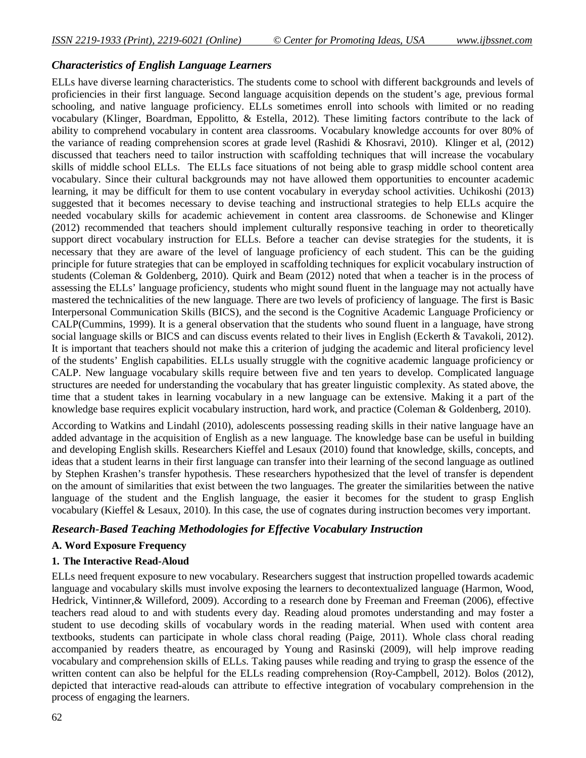### *Characteristics of English Language Learners*

ELLs have diverse learning characteristics. The students come to school with different backgrounds and levels of proficiencies in their first language. Second language acquisition depends on the student's age, previous formal schooling, and native language proficiency. ELLs sometimes enroll into schools with limited or no reading vocabulary (Klinger, Boardman, Eppolitto, & Estella, 2012). These limiting factors contribute to the lack of ability to comprehend vocabulary in content area classrooms. Vocabulary knowledge accounts for over 80% of the variance of reading comprehension scores at grade level (Rashidi & Khosravi, 2010). Klinger et al, (2012) discussed that teachers need to tailor instruction with scaffolding techniques that will increase the vocabulary skills of middle school ELLs. The ELLs face situations of not being able to grasp middle school content area vocabulary. Since their cultural backgrounds may not have allowed them opportunities to encounter academic learning, it may be difficult for them to use content vocabulary in everyday school activities. Uchikoshi (2013) suggested that it becomes necessary to devise teaching and instructional strategies to help ELLs acquire the needed vocabulary skills for academic achievement in content area classrooms. de Schonewise and Klinger (2012) recommended that teachers should implement culturally responsive teaching in order to theoretically support direct vocabulary instruction for ELLs. Before a teacher can devise strategies for the students, it is necessary that they are aware of the level of language proficiency of each student. This can be the guiding principle for future strategies that can be employed in scaffolding techniques for explicit vocabulary instruction of students (Coleman & Goldenberg, 2010). Quirk and Beam (2012) noted that when a teacher is in the process of assessing the ELLs' language proficiency, students who might sound fluent in the language may not actually have mastered the technicalities of the new language. There are two levels of proficiency of language. The first is Basic Interpersonal Communication Skills (BICS), and the second is the Cognitive Academic Language Proficiency or CALP(Cummins, 1999). It is a general observation that the students who sound fluent in a language, have strong social language skills or BICS and can discuss events related to their lives in English (Eckerth & Tavakoli, 2012). It is important that teachers should not make this a criterion of judging the academic and literal proficiency level of the students' English capabilities. ELLs usually struggle with the cognitive academic language proficiency or CALP. New language vocabulary skills require between five and ten years to develop. Complicated language structures are needed for understanding the vocabulary that has greater linguistic complexity. As stated above, the time that a student takes in learning vocabulary in a new language can be extensive. Making it a part of the knowledge base requires explicit vocabulary instruction, hard work, and practice (Coleman & Goldenberg, 2010).

According to Watkins and Lindahl (2010), adolescents possessing reading skills in their native language have an added advantage in the acquisition of English as a new language. The knowledge base can be useful in building and developing English skills. Researchers Kieffel and Lesaux (2010) found that knowledge, skills, concepts, and ideas that a student learns in their first language can transfer into their learning of the second language as outlined by Stephen Krashen's transfer hypothesis. These researchers hypothesized that the level of transfer is dependent on the amount of similarities that exist between the two languages. The greater the similarities between the native language of the student and the English language, the easier it becomes for the student to grasp English vocabulary (Kieffel & Lesaux, 2010). In this case, the use of cognates during instruction becomes very important.

### *Research-Based Teaching Methodologies for Effective Vocabulary Instruction*

#### A. Word Exposure Frequency

#### 1. The Interactive Read-Aloud

ELLs need frequent exposure to new vocabulary. Researchers suggest that instruction propelled towards academic language and vocabulary skills must involve exposing the learners to decontextualized language (Harmon, Wood, Hedrick, Vintinner,& Willeford, 2009). According to a research done by Freeman and Freeman (2006), effective teachers read aloud to and with students every day. Reading aloud promotes understanding and may foster a student to use decoding skills of vocabulary words in the reading material. When used with content area textbooks, students can participate in whole class choral reading (Paige, 2011). Whole class choral reading accompanied by readers theatre, as encouraged by Young and Rasinski (2009), will help improve reading vocabulary and comprehension skills of ELLs. Taking pauses while reading and trying to grasp the essence of the written content can also be helpful for the ELLs reading comprehension (Roy-Campbell, 2012). Bolos (2012), depicted that interactive read-alouds can attribute to effective integration of vocabulary comprehension in the process of engaging the learners.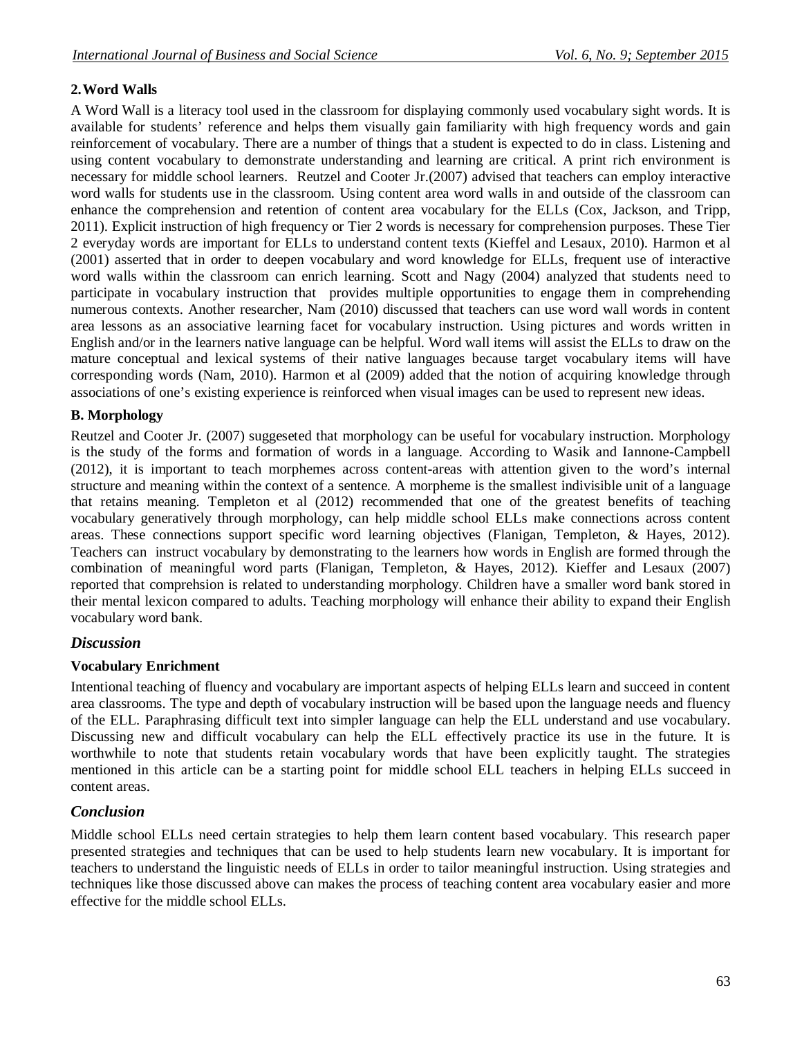### 2. Word Walls

A Word Wall is a literacy tool used in the classroom for displaying commonly used vocabulary sight words. It is available for students' reference and helps them visually gain familiarity with high frequency words and gain reinforcement of vocabulary. There are a number of things that a student is expected to do in class. Listening and using content vocabulary to demonstrate understanding and learning are critical. A print rich environment is necessary for middle school learners. Reutzel and Cooter Jr.(2007) advised that teachers can employ interactive word walls for students use in the classroom. Using content area word walls in and outside of the classroom can enhance the comprehension and retention of content area vocabulary for the ELLs (Cox, Jackson, and Tripp, 2011). Explicit instruction of high frequency or Tier 2 words is necessary for comprehension purposes. These Tier 2 everyday words are important for ELLs to understand content texts (Kieffel and Lesaux, 2010). Harmon et al (2001) asserted that in order to deepen vocabulary and word knowledge for ELLs, frequent use of interactive word walls within the classroom can enrich learning. Scott and Nagy (2004) analyzed that students need to participate in vocabulary instruction that provides multiple opportunities to engage them in comprehending numerous contexts. Another researcher, Nam (2010) discussed that teachers can use word wall words in content area lessons as an associative learning facet for vocabulary instruction. Using pictures and words written in English and/or in the learners native language can be helpful. Word wall items will assist the ELLs to draw on the mature conceptual and lexical systems of their native languages because target vocabulary items will have corresponding words (Nam, 2010). Harmon et al (2009) added that the notion of acquiring knowledge through associations of one's existing experience is reinforced when visual images can be used to represent new ideas.

### B. Morphology

Reutzel and Cooter Jr. (2007) suggeseted that morphology can be useful for vocabulary instruction. Morphology is the study of the forms and formation of words in a language. According to Wasik and Iannone-Campbell (2012), it is important to teach morphemes across content-areas with attention given to the word's internal structure and meaning within the context of a sentence. A morpheme is the smallest indivisible unit of a language that retains meaning. Templeton et al (2012) recommended that one of the greatest benefits of teaching vocabulary generatively through morphology, can help middle school ELLs make connections across content areas. These connections support specific word learning objectives (Flanigan, Templeton, & Hayes, 2012). Teachers can instruct vocabulary by demonstrating to the learners how words in English are formed through the combination of meaningful word parts (Flanigan, Templeton, & Hayes, 2012). Kieffer and Lesaux (2007) reported that comprehsion is related to understanding morphology. Children have a smaller word bank stored in their mental lexicon compared to adults. Teaching morphology will enhance their ability to expand their English vocabulary word bank.

## *Discussion*

### Vocabulary Enrichment

Intentional teaching of fluency and vocabulary are important aspects of helping ELLs learn and succeed in content area classrooms. The type and depth of vocabulary instruction will be based upon the language needs and fluency of the ELL. Paraphrasing difficult text into simpler language can help the ELL understand and use vocabulary. Discussing new and difficult vocabulary can help the ELL effectively practice its use in the future. It is worthwhile to note that students retain vocabulary words that have been explicitly taught. The strategies mentioned in this article can be a starting point for middle school ELL teachers in helping ELLs succeed in content areas.

## *Conclusion*

Middle school ELLs need certain strategies to help them learn content based vocabulary. This research paper presented strategies and techniques that can be used to help students learn new vocabulary. It is important for teachers to understand the linguistic needs of ELLs in order to tailor meaningful instruction. Using strategies and techniques like those discussed above can makes the process of teaching content area vocabulary easier and more effective for the middle school ELLs.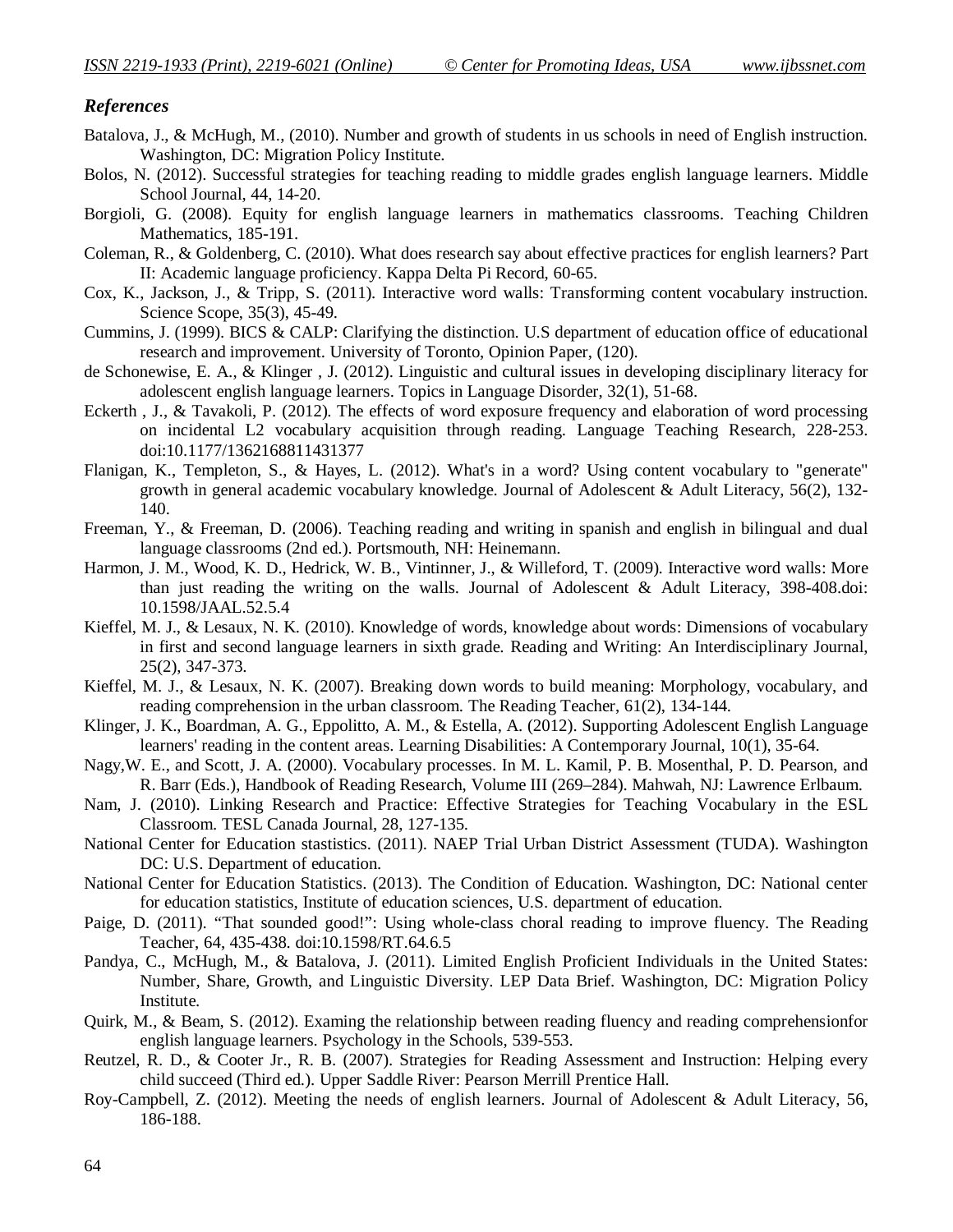## *References*

Batalova, J., & McHugh, M., (2010). Number and growth of students in us schools in need of English instruction. Washington, DC: Migration Policy Institute.

Bolos, N. (2012). Successful strategies for teaching reading to middle grades english language learners. Middle School Journal, 44, 14-20.

Borgioli, G. (2008). Equity for english language learners in mathematics classrooms. Teaching Children Mathematics, 185-191.

Coleman, R., & Goldenberg, C. (2010). What does research say about effective practices for english learners? Part II: Academic language proficiency. Kappa Delta Pi Record, 60-65.

Cox, K., Jackson, J., & Tripp, S. (2011). Interactive word walls: Transforming content vocabulary instruction. Science Scope, 35(3), 45-49.

Cummins, J. (1999). BICS & CALP: Clarifying the distinction. U.S department of education office of educational research and improvement. University of Toronto, Opinion Paper, (120).

de Schonewise, E. A., & Klinger , J. (2012). Linguistic and cultural issues in developing disciplinary literacy for adolescent english language learners. Topics in Language Disorder, 32(1), 51-68.

Eckerth , J., & Tavakoli, P. (2012). The effects of word exposure frequency and elaboration of word processing on incidental L2 vocabulary acquisition through reading. Language Teaching Research, 228-253. doi:10.1177/1362168811431377

Flanigan, K., Templeton, S., & Hayes, L. (2012). What's in a word? Using content vocabulary to "generate" growth in general academic vocabulary knowledge. Journal of Adolescent & Adult Literacy, 56(2), 132-140.

Freeman, Y., & Freeman, D. (2006). Teaching reading and writing in spanish and english in bilingual and dual language classrooms (2nd ed.). Portsmouth, NH: Heinemann.

Harmon, J. M., Wood, K. D., Hedrick, W. B., Vintinner, J., & Willeford, T. (2009). Interactive word walls: More than just reading the writing on the walls. Journal of Adolescent & Adult Literacy, 398-408.doi: 10.1598/JAAL.52.5.4

Kieffel, M. J., & Lesaux, N. K. (2010). Knowledge of words, knowledge about words: Dimensions of vocabulary in first and second language learners in sixth grade. Reading and Writing: An Interdisciplinary Journal, 25(2), 347-373.

Kieffel, M. J., & Lesaux, N. K. (2007). Breaking down words to build meaning: Morphology, vocabulary, and reading comprehension in the urban classroom. The Reading Teacher, 61(2), 134-144.

Klinger, J. K., Boardman, A. G., Eppolitto, A. M., & Estella, A. (2012). Supporting Adolescent English Language learners' reading in the content areas. Learning Disabilities: A Contemporary Journal, 10(1), 35-64.

Nagy,W. E., and Scott, J. A. (2000). Vocabulary processes. In M. L. Kamil, P. B. Mosenthal, P. D. Pearson, and R. Barr (Eds.), Handbook of Reading Research, Volume III (269–284). Mahwah, NJ: Lawrence Erlbaum.

Nam, J. (2010). Linking Research and Practice: Effective Strategies for Teaching Vocabulary in the ESL Classroom. TESL Canada Journal, 28, 127-135.

National Center for Education stastistics. (2011). NAEP Trial Urban District Assessment (TUDA). Washington DC: U.S. Department of education.

National Center for Education Statistics. (2013). The Condition of Education. Washington, DC: National center for education statistics, Institute of education sciences, U.S. department of education.

Paige, D. (2011). “That sounded good!”: Using whole-class choral reading to improve fluency. The Reading Teacher, 64, 435-438. doi:10.1598/RT.64.6.5

Pandya, C., McHugh, M., & Batalova, J. (2011). Limited English Proficient Individuals in the United States: Number, Share, Growth, and Linguistic Diversity. LEP Data Brief. Washington, DC: Migration Policy Institute.

Quirk, M., & Beam, S. (2012). Examing the relationship between reading fluency and reading comprehensionfor english language learners. Psychology in the Schools, 539-553.

Reutzel, R. D., & Cooter Jr., R. B. (2007). Strategies for Reading Assessment and Instruction: Helping every child succeed (Third ed.). Upper Saddle River: Pearson Merrill Prentice Hall.

Roy-Campbell, Z. (2012). Meeting the needs of english learners. Journal of Adolescent & Adult Literacy, 56, 186-188.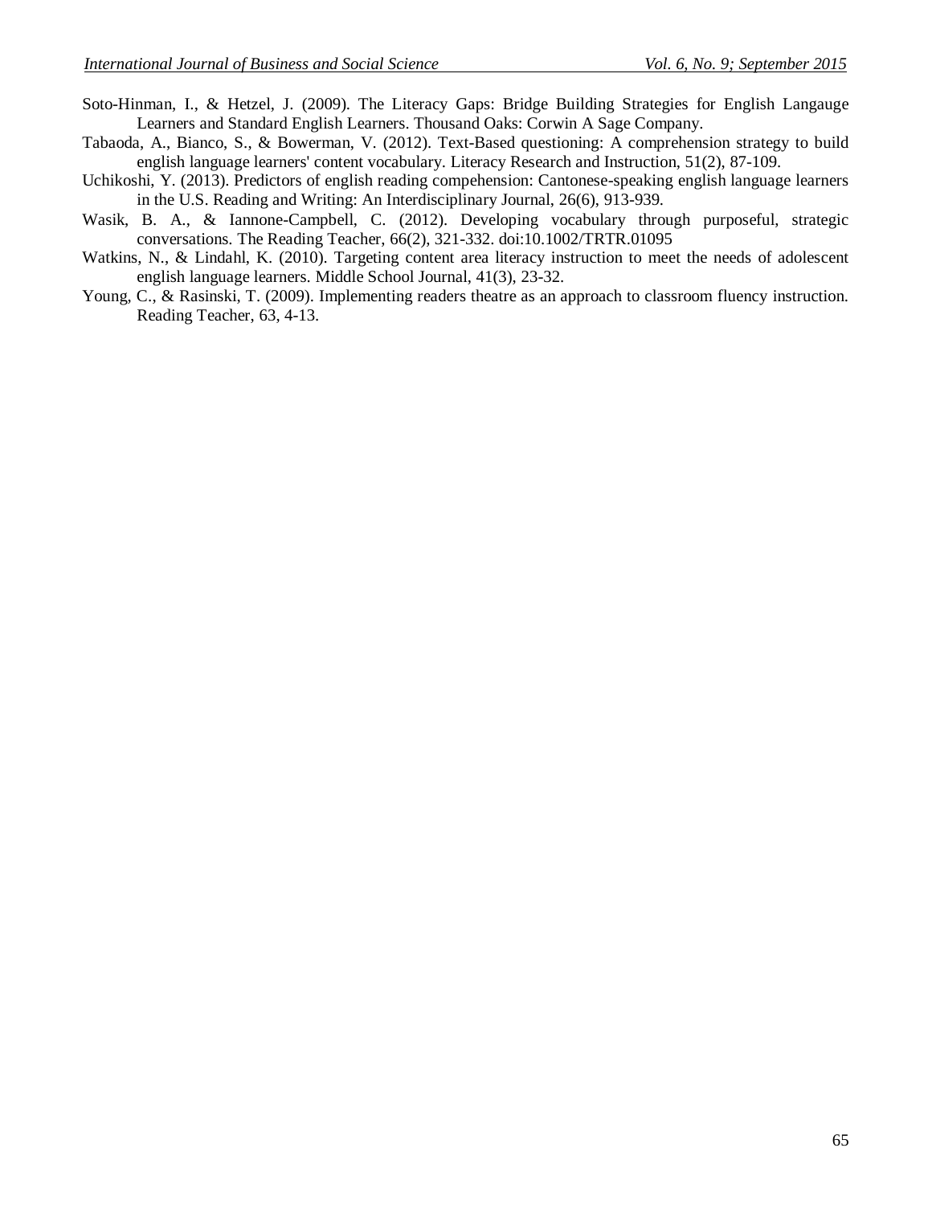Soto-Hinman, I., & Hetzel, J. (2009). The Literacy Gaps: Bridge Building Strategies for English Langauge Learners and Standard English Learners. Thousand Oaks: Corwin A Sage Company.

Tabaoda, A., Bianco, S., & Bowerman, V. (2012). Text-Based questioning: A comprehension strategy to build english language learners' content vocabulary. Literacy Research and Instruction, 51(2), 87-109.

Uchikoshi, Y. (2013). Predictors of english reading compehension: Cantonese-speaking english language learners in the U.S. Reading and Writing: An Interdisciplinary Journal, 26(6), 913-939.

Wasik, B. A., & Iannone-Campbell, C. (2012). Developing vocabulary through purposeful, strategic conversations. The Reading Teacher, 66(2), 321-332. doi:10.1002/TRTR.01095

Watkins, N., & Lindahl, K. (2010). Targeting content area literacy instruction to meet the needs of adolescent english language learners. Middle School Journal, 41(3), 23-32.

Young, C., & Rasinski, T. (2009). Implementing readers theatre as an approach to classroom fluency instruction. Reading Teacher, 63, 4-13.